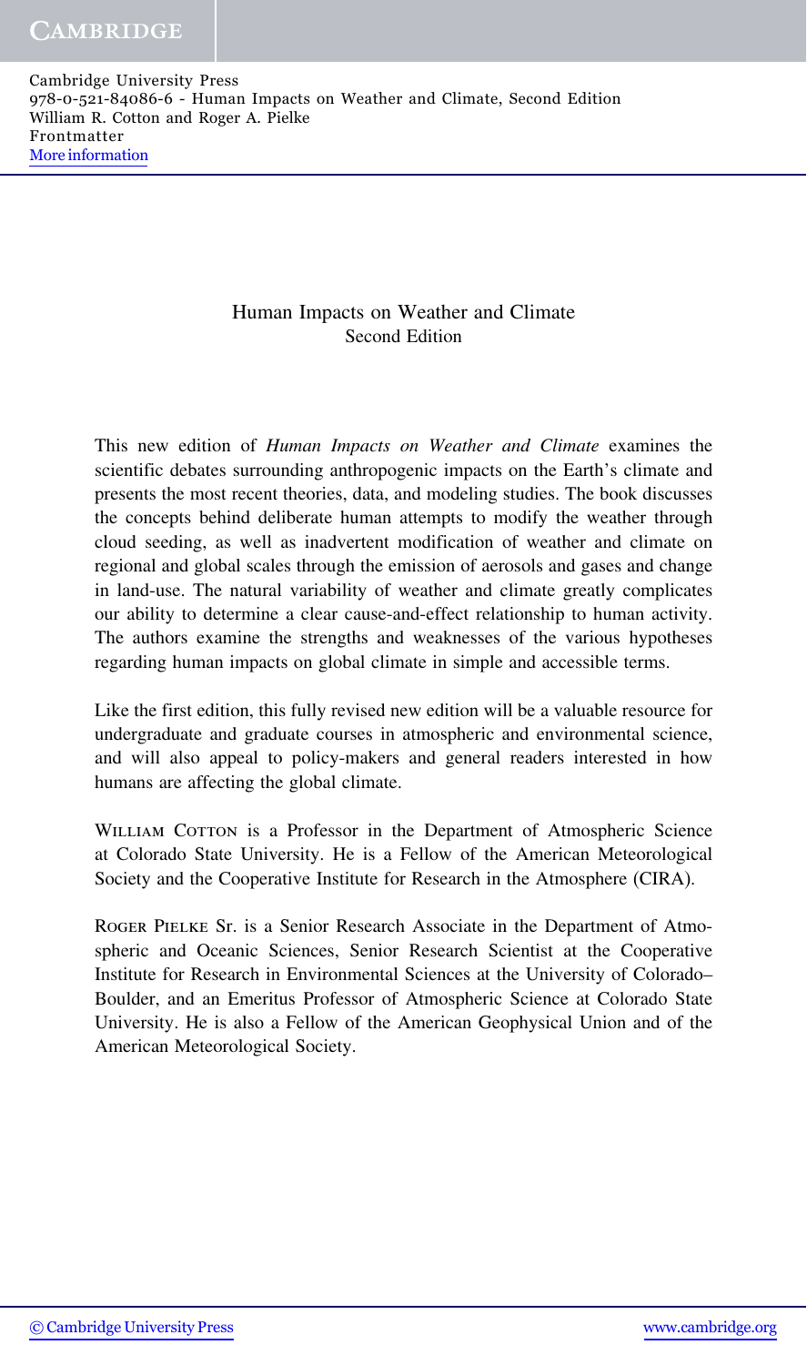# Human Impacts on Weather and Climate

## Second Edition

This new edition of *Human Impacts on Weather and Climate* examines the scientific debates surrounding anthropogenic impacts on the Earth's climate and presents the most recent theories, data, and modeling studies. The book discusses the concepts behind deliberate human attempts to modify the weather through cloud seeding, as well as inadvertent modification of weather and climate on regional and global scales through the emission of aerosols and gases and change in land-use. The natural variability of weather and climate greatly complicates our ability to determine a clear cause-and-effect relationship to human activity. The authors examine the strengths and weaknesses of the various hypotheses regarding human impacts on global climate in simple and accessible terms.

Like the first edition, this fully revised new edition will be a valuable resource for undergraduate and graduate courses in atmospheric and environmental science, and will also appeal to policy-makers and general readers interested in how humans are affecting the global climate.

William Cotton is a Professor in the Department of Atmospheric Science at Colorado State University. He is a Fellow of the American Meteorological Society and the Cooperative Institute for Research in the Atmosphere (CIRA).

Roger Pielke Sr. is a Senior Research Associate in the Department of Atmospheric and Oceanic Sciences, Senior Research Scientist at the Cooperative Institute for Research in Environmental Sciences at the University of Colorado–Boulder, and an Emeritus Professor of Atmospheric Science at Colorado State University. He is also a Fellow of the American Geophysical Union and of the American Meteorological Society.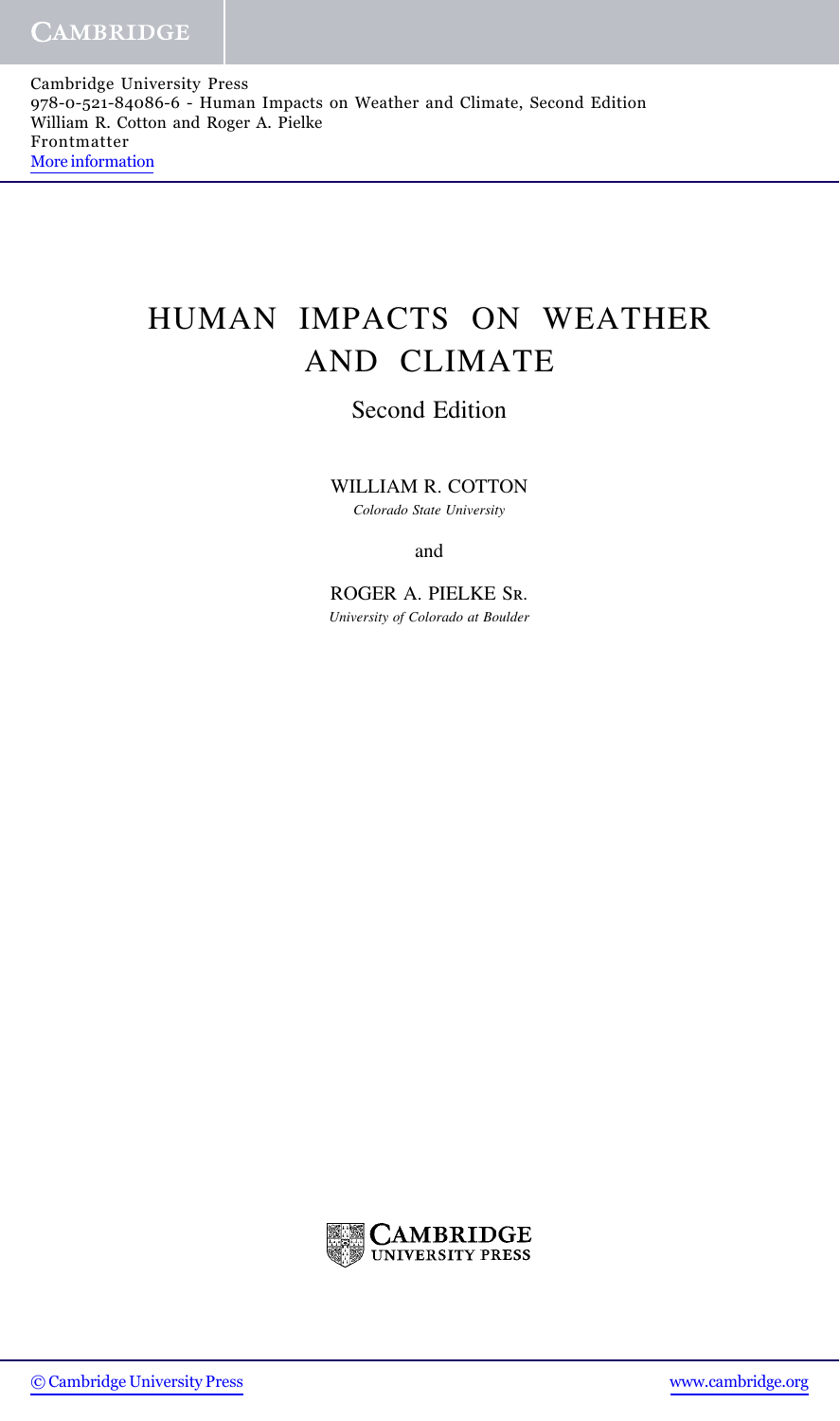# HUMAN IMPACTS ON WEATHER AND CLIMATE

## Second Edition

WILLIAM R. COTTON

*Colorado State University*

and

ROGER A. PIELKE Sr.

*University of Colorado at Boulder*

CAMBRIDGE UNIVERSITY PRESS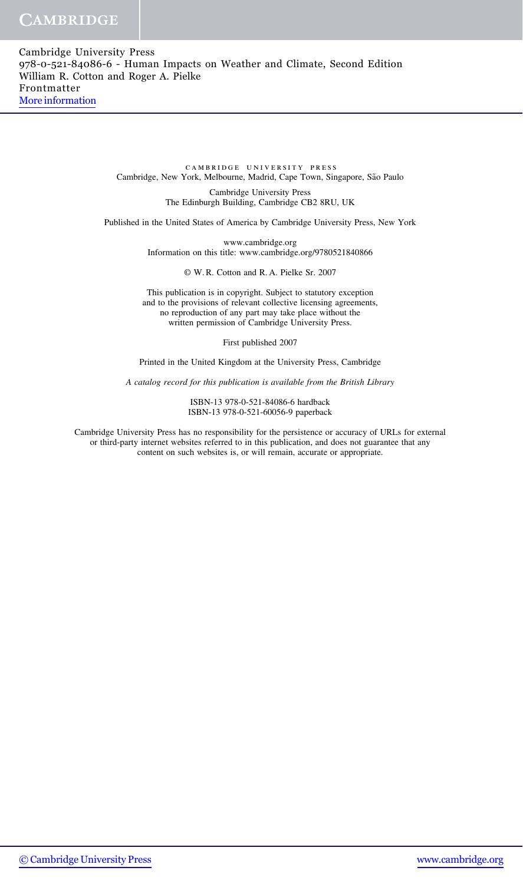CAMBRIDGE UNIVERSITY PRESS
Cambridge, New York, Melbourne, Madrid, Cape Town, Singapore, São Paulo

Cambridge University Press
The Edinburgh Building, Cambridge CB2 8RU, UK

Published in the United States of America by Cambridge University Press, New York

www.cambridge.org
Information on this title: www.cambridge.org/9780521840866

© W. R. Cotton and R. A. Pielke Sr. 2007

This publication is in copyright. Subject to statutory exception
and to the provisions of relevant collective licensing agreements,
no reproduction of any part may take place without the
written permission of Cambridge University Press.

First published 2007

Printed in the United Kingdom at the University Press, Cambridge

*A catalog record for this publication is available from the British Library*

ISBN-13 978-0-521-84086-6 hardback
ISBN-13 978-0-521-60056-9 paperback

Cambridge University Press has no responsibility for the persistence or accuracy of URLs for external
or third-party internet websites referred to in this publication, and does not guarantee that any
content on such websites is, or will remain, accurate or appropriate.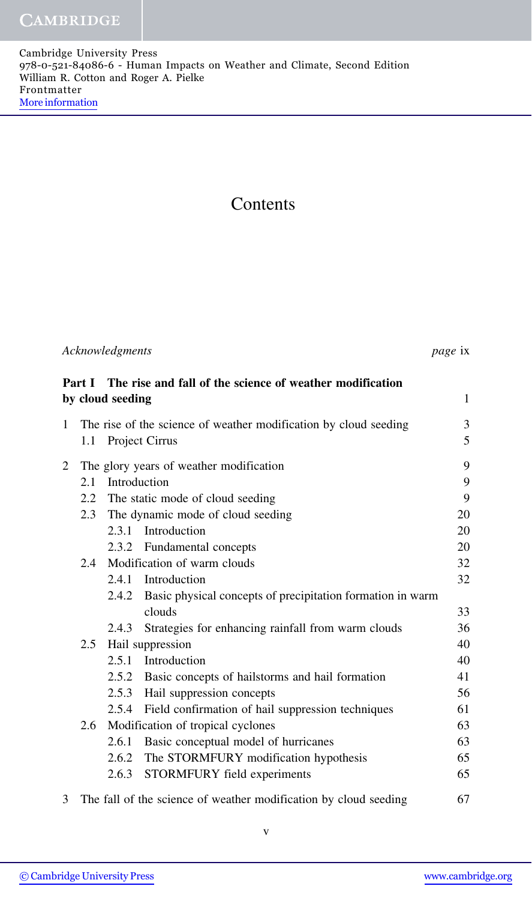# Contents

*Acknowledgments* — *page* ix

**Part I The rise and fall of the science of weather modification by cloud seeding** — 1

1 The rise of the science of weather modification by cloud seeding — 3
  1.1 Project Cirrus — 5

2 The glory years of weather modification — 9
  2.1 Introduction — 9
  2.2 The static mode of cloud seeding — 9
  2.3 The dynamic mode of cloud seeding — 20
    2.3.1 Introduction — 20
    2.3.2 Fundamental concepts — 20
  2.4 Modification of warm clouds — 32
    2.4.1 Introduction — 32
    2.4.2 Basic physical concepts of precipitation formation in warm clouds — 33
    2.4.3 Strategies for enhancing rainfall from warm clouds — 36
  2.5 Hail suppression — 40
    2.5.1 Introduction — 40
    2.5.2 Basic concepts of hailstorms and hail formation — 41
    2.5.3 Hail suppression concepts — 56
    2.5.4 Field confirmation of hail suppression techniques — 61
  2.6 Modification of tropical cyclones — 63
    2.6.1 Basic conceptual model of hurricanes — 63
    2.6.2 The STORMFURY modification hypothesis — 65
    2.6.3 STORMFURY field experiments — 65

3 The fall of the science of weather modification by cloud seeding — 67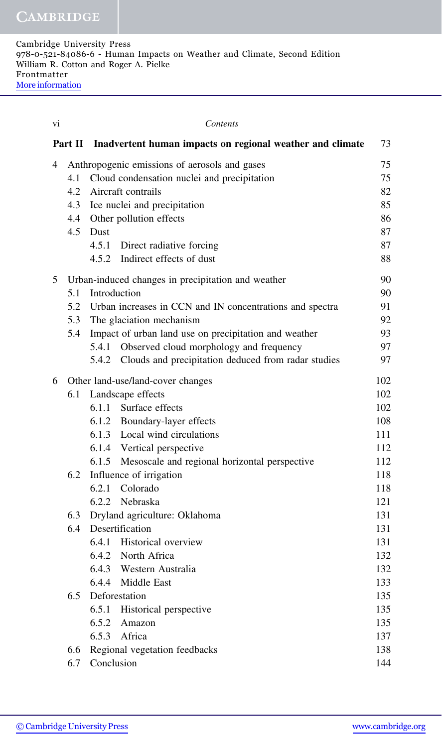Cambridge University Press
978-0-521-84086-6 - Human Impacts on Weather and Climate, Second Edition
William R. Cotton and Roger A. Pielke
Frontmatter
More information

## Part II Inadvertent human impacts on regional weather and climate 73

4 Anthropogenic emissions of aerosols and gases 75
- 4.1 Cloud condensation nuclei and precipitation 75
- 4.2 Aircraft contrails 82
- 4.3 Ice nuclei and precipitation 85
- 4.4 Other pollution effects 86
- 4.5 Dust 87
  - 4.5.1 Direct radiative forcing 87
  - 4.5.2 Indirect effects of dust 88

5 Urban-induced changes in precipitation and weather 90
- 5.1 Introduction 90
- 5.2 Urban increases in CCN and IN concentrations and spectra 91
- 5.3 The glaciation mechanism 92
- 5.4 Impact of urban land use on precipitation and weather 93
  - 5.4.1 Observed cloud morphology and frequency 97
  - 5.4.2 Clouds and precipitation deduced from radar studies 97

6 Other land-use/land-cover changes 102
- 6.1 Landscape effects 102
  - 6.1.1 Surface effects 102
  - 6.1.2 Boundary-layer effects 108
  - 6.1.3 Local wind circulations 111
  - 6.1.4 Vertical perspective 112
  - 6.1.5 Mesoscale and regional horizontal perspective 112
- 6.2 Influence of irrigation 118
  - 6.2.1 Colorado 118
  - 6.2.2 Nebraska 121
- 6.3 Dryland agriculture: Oklahoma 131
- 6.4 Desertification 131
  - 6.4.1 Historical overview 131
  - 6.4.2 North Africa 132
  - 6.4.3 Western Australia 132
  - 6.4.4 Middle East 133
- 6.5 Deforestation 135
  - 6.5.1 Historical perspective 135
  - 6.5.2 Amazon 135
  - 6.5.3 Africa 137
- 6.6 Regional vegetation feedbacks 138
- 6.7 Conclusion 144

© Cambridge University Press www.cambridge.org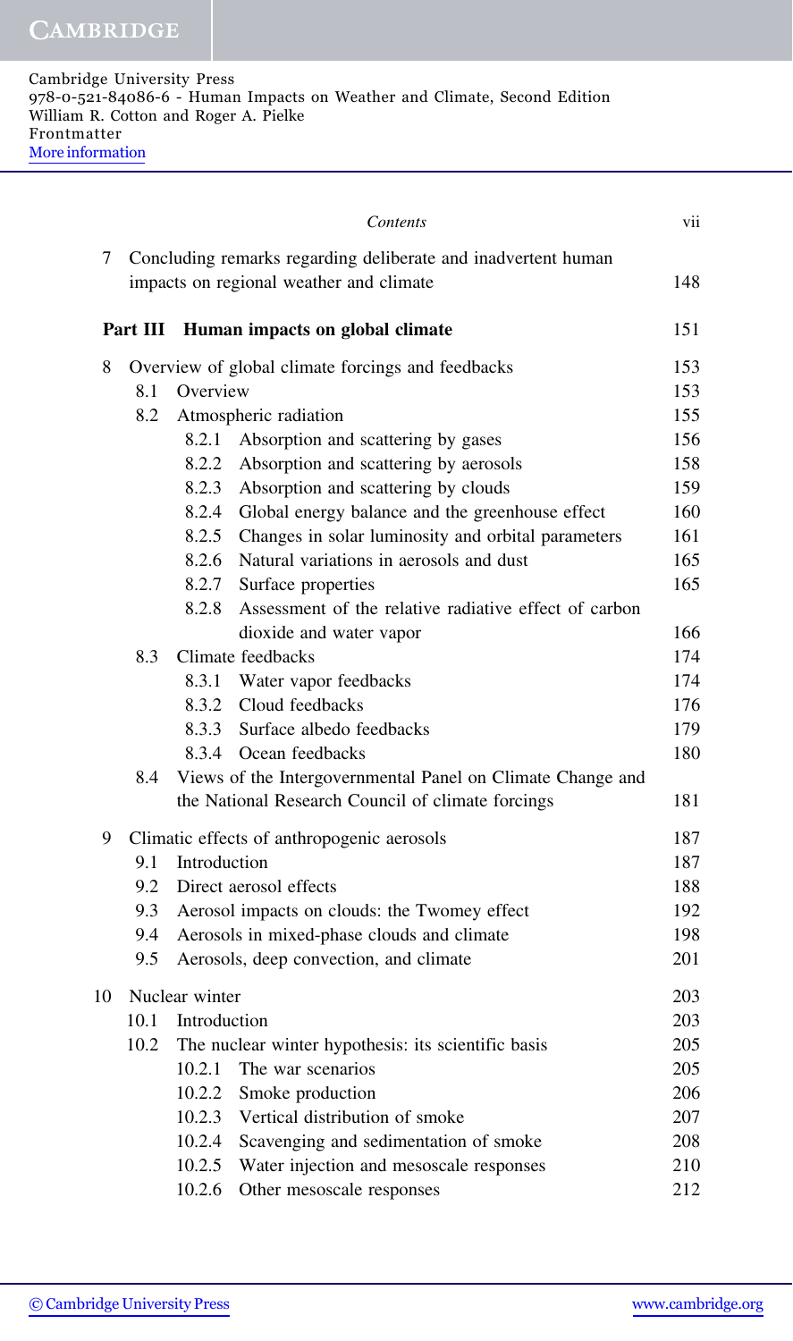7 Concluding remarks regarding deliberate and inadvertent human impacts on regional weather and climate 148

**Part III Human impacts on global climate** 151

8 Overview of global climate forcings and feedbacks 153
- 8.1 Overview 153
- 8.2 Atmospheric radiation 155
  - 8.2.1 Absorption and scattering by gases 156
  - 8.2.2 Absorption and scattering by aerosols 158
  - 8.2.3 Absorption and scattering by clouds 159
  - 8.2.4 Global energy balance and the greenhouse effect 160
  - 8.2.5 Changes in solar luminosity and orbital parameters 161
  - 8.2.6 Natural variations in aerosols and dust 165
  - 8.2.7 Surface properties 165
  - 8.2.8 Assessment of the relative radiative effect of carbon dioxide and water vapor 166
- 8.3 Climate feedbacks 174
  - 8.3.1 Water vapor feedbacks 174
  - 8.3.2 Cloud feedbacks 176
  - 8.3.3 Surface albedo feedbacks 179
  - 8.3.4 Ocean feedbacks 180
- 8.4 Views of the Intergovernmental Panel on Climate Change and the National Research Council of climate forcings 181

9 Climatic effects of anthropogenic aerosols 187
- 9.1 Introduction 187
- 9.2 Direct aerosol effects 188
- 9.3 Aerosol impacts on clouds: the Twomey effect 192
- 9.4 Aerosols in mixed-phase clouds and climate 198
- 9.5 Aerosols, deep convection, and climate 201

10 Nuclear winter 203
- 10.1 Introduction 203
- 10.2 The nuclear winter hypothesis: its scientific basis 205
  - 10.2.1 The war scenarios 205
  - 10.2.2 Smoke production 206
  - 10.2.3 Vertical distribution of smoke 207
  - 10.2.4 Scavenging and sedimentation of smoke 208
  - 10.2.5 Water injection and mesoscale responses 210
  - 10.2.6 Other mesoscale responses 212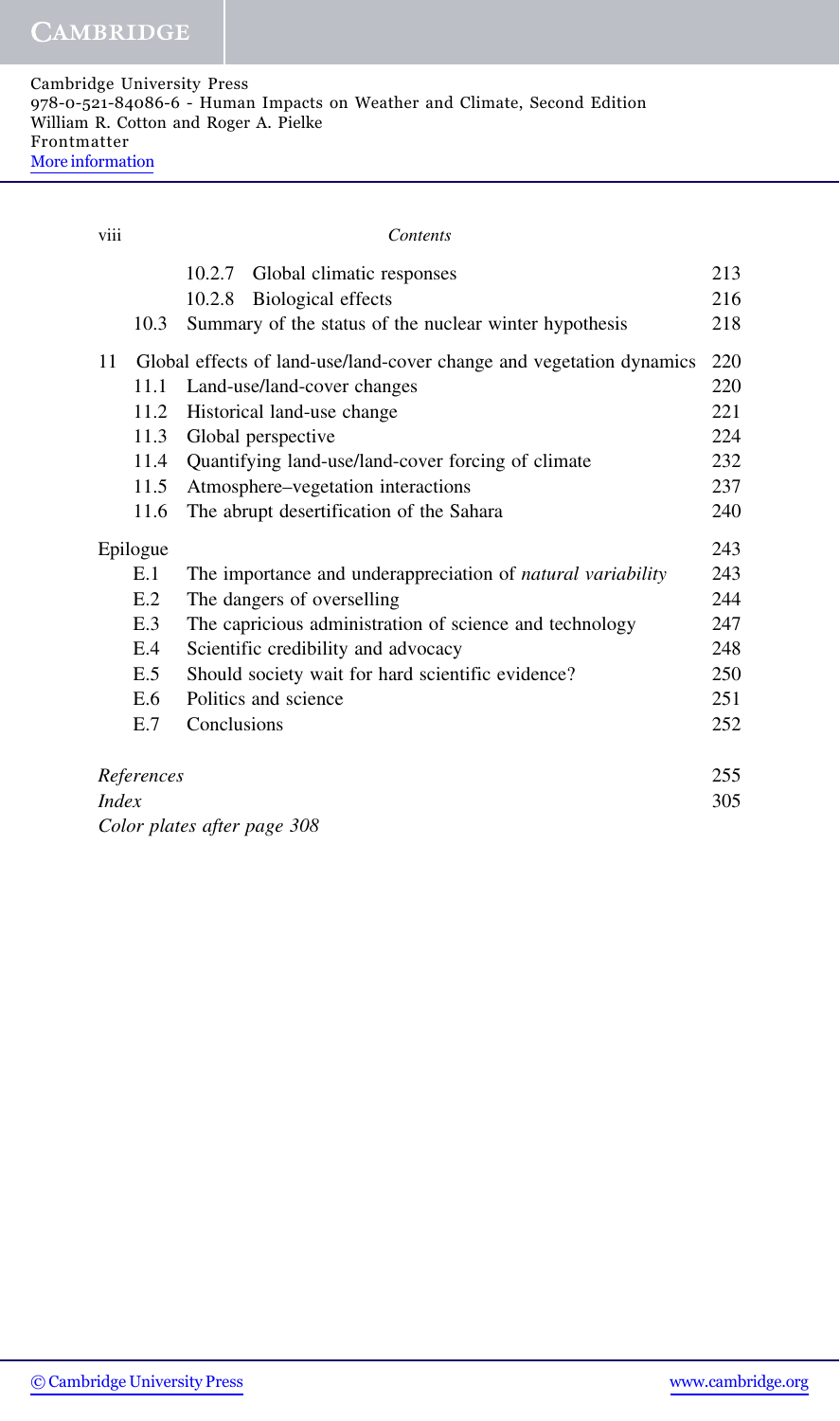| | | |
|---|---|---|
| 10.2.7 | Global climatic responses | 213 |
| 10.2.8 | Biological effects | 216 |
| 10.3 | Summary of the status of the nuclear winter hypothesis | 218 |
| 11 | Global effects of land-use/land-cover change and vegetation dynamics | 220 |
| 11.1 | Land-use/land-cover changes | 220 |
| 11.2 | Historical land-use change | 221 |
| 11.3 | Global perspective | 224 |
| 11.4 | Quantifying land-use/land-cover forcing of climate | 232 |
| 11.5 | Atmosphere–vegetation interactions | 237 |
| 11.6 | The abrupt desertification of the Sahara | 240 |
| Epilogue | | 243 |
| E.1 | The importance and underappreciation of *natural variability* | 243 |
| E.2 | The dangers of overselling | 244 |
| E.3 | The capricious administration of science and technology | 247 |
| E.4 | Scientific credibility and advocacy | 248 |
| E.5 | Should society wait for hard scientific evidence? | 250 |
| E.6 | Politics and science | 251 |
| E.7 | Conclusions | 252 |
| *References* | | 255 |
| *Index* | | 305 |
| *Color plates after page 308* | | |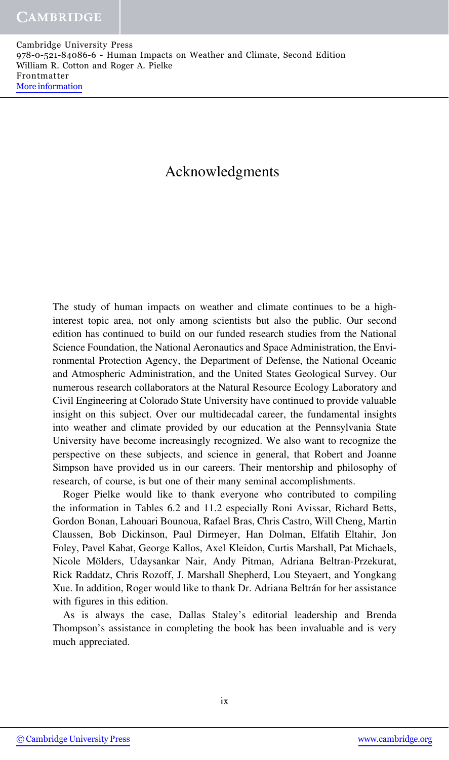# Acknowledgments

The study of human impacts on weather and climate continues to be a high-interest topic area, not only among scientists but also the public. Our second edition has continued to build on our funded research studies from the National Science Foundation, the National Aeronautics and Space Administration, the Environmental Protection Agency, the Department of Defense, the National Oceanic and Atmospheric Administration, and the United States Geological Survey. Our numerous research collaborators at the Natural Resource Ecology Laboratory and Civil Engineering at Colorado State University have continued to provide valuable insight on this subject. Over our multidecadal career, the fundamental insights into weather and climate provided by our education at the Pennsylvania State University have become increasingly recognized. We also want to recognize the perspective on these subjects, and science in general, that Robert and Joanne Simpson have provided us in our careers. Their mentorship and philosophy of research, of course, is but one of their many seminal accomplishments.

Roger Pielke would like to thank everyone who contributed to compiling the information in Tables 6.2 and 11.2 especially Roni Avissar, Richard Betts, Gordon Bonan, Lahouari Bounoua, Rafael Bras, Chris Castro, Will Cheng, Martin Claussen, Bob Dickinson, Paul Dirmeyer, Han Dolman, Elfatih Eltahir, Jon Foley, Pavel Kabat, George Kallos, Axel Kleidon, Curtis Marshall, Pat Michaels, Nicole Mölders, Udaysankar Nair, Andy Pitman, Adriana Beltran-Przekurat, Rick Raddatz, Chris Rozoff, J. Marshall Shepherd, Lou Steyaert, and Yongkang Xue. In addition, Roger would like to thank Dr. Adriana Beltrán for her assistance with figures in this edition.

As is always the case, Dallas Staley's editorial leadership and Brenda Thompson's assistance in completing the book has been invaluable and is very much appreciated.